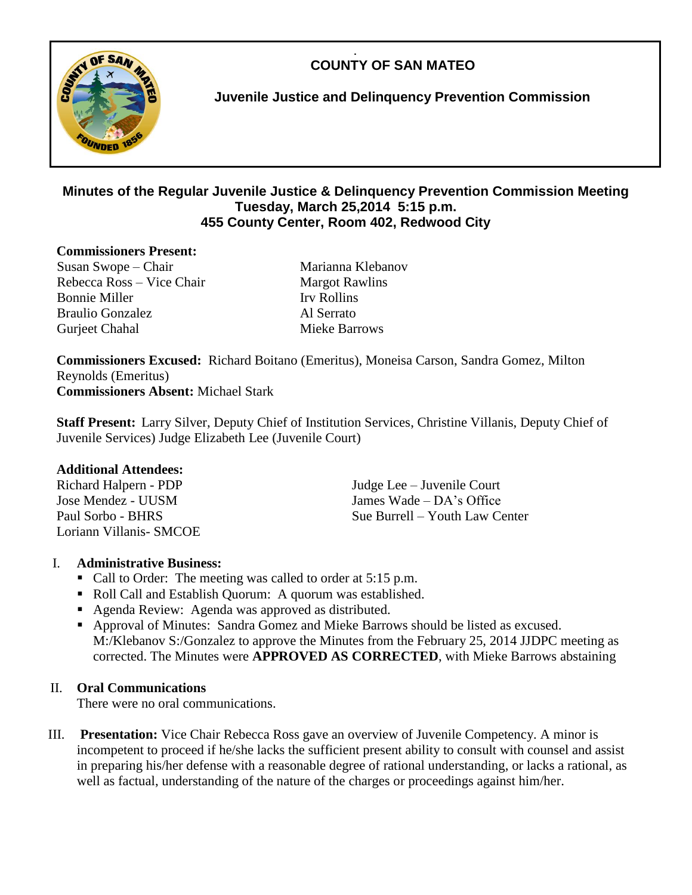# COUNTY OF SAN MATEO

## Juvenile Justice and Delinquency Prevention Commission

### Minutes of the Regular Juvenile Justice & Delinquency Prevention Commission Meeting
### Tuesday, March 25,2014 5:15 p.m.
### 455 County Center, Room 402, Redwood City

**Commissioners Present:**

Susan Swope – Chair
Rebecca Ross – Vice Chair
Bonnie Miller
Braulio Gonzalez
Gurjeet Chahal
Marianna Klebanov
Margot Rawlins
Irv Rollins
Al Serrato
Mieke Barrows

**Commissioners Excused:** Richard Boitano (Emeritus), Moneisa Carson, Sandra Gomez, Milton Reynolds (Emeritus)
**Commissioners Absent:** Michael Stark

**Staff Present:** Larry Silver, Deputy Chief of Institution Services, Christine Villanis, Deputy Chief of Juvenile Services) Judge Elizabeth Lee (Juvenile Court)

**Additional Attendees:**

Richard Halpern - PDP
Jose Mendez - UUSM
Paul Sorbo - BHRS
Loriann Villanis- SMCOE
Judge Lee – Juvenile Court
James Wade – DA's Office
Sue Burrell – Youth Law Center

I. **Administrative Business:**
   - Call to Order: The meeting was called to order at 5:15 p.m.
   - Roll Call and Establish Quorum: A quorum was established.
   - Agenda Review: Agenda was approved as distributed.
   - Approval of Minutes: Sandra Gomez and Mieke Barrows should be listed as excused. M:/Klebanov S:/Gonzalez to approve the Minutes from the February 25, 2014 JJDPC meeting as corrected. The Minutes were **APPROVED AS CORRECTED**, with Mieke Barrows abstaining

II. **Oral Communications**
   There were no oral communications.

III. **Presentation:** Vice Chair Rebecca Ross gave an overview of Juvenile Competency. A minor is incompetent to proceed if he/she lacks the sufficient present ability to consult with counsel and assist in preparing his/her defense with a reasonable degree of rational understanding, or lacks a rational, as well as factual, understanding of the nature of the charges or proceedings against him/her.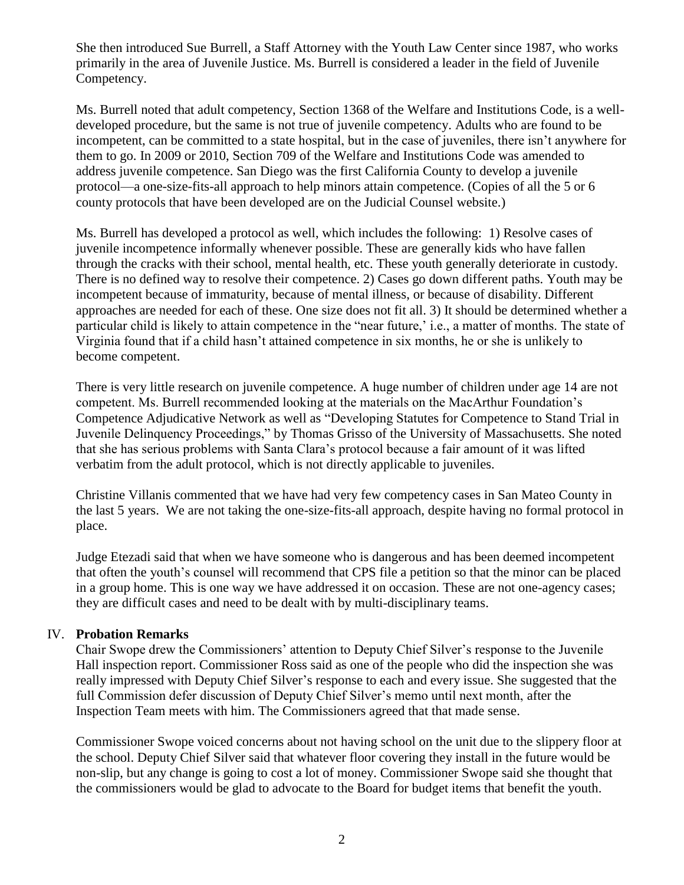She then introduced Sue Burrell, a Staff Attorney with the Youth Law Center since 1987, who works primarily in the area of Juvenile Justice. Ms. Burrell is considered a leader in the field of Juvenile Competency.

Ms. Burrell noted that adult competency, Section 1368 of the Welfare and Institutions Code, is a well-developed procedure, but the same is not true of juvenile competency. Adults who are found to be incompetent, can be committed to a state hospital, but in the case of juveniles, there isn't anywhere for them to go. In 2009 or 2010, Section 709 of the Welfare and Institutions Code was amended to address juvenile competence. San Diego was the first California County to develop a juvenile protocol—a one-size-fits-all approach to help minors attain competence. (Copies of all the 5 or 6 county protocols that have been developed are on the Judicial Counsel website.)

Ms. Burrell has developed a protocol as well, which includes the following: 1) Resolve cases of juvenile incompetence informally whenever possible. These are generally kids who have fallen through the cracks with their school, mental health, etc. These youth generally deteriorate in custody. There is no defined way to resolve their competence. 2) Cases go down different paths. Youth may be incompetent because of immaturity, because of mental illness, or because of disability. Different approaches are needed for each of these. One size does not fit all. 3) It should be determined whether a particular child is likely to attain competence in the "near future,' i.e., a matter of months. The state of Virginia found that if a child hasn't attained competence in six months, he or she is unlikely to become competent.

There is very little research on juvenile competence. A huge number of children under age 14 are not competent. Ms. Burrell recommended looking at the materials on the MacArthur Foundation's Competence Adjudicative Network as well as "Developing Statutes for Competence to Stand Trial in Juvenile Delinquency Proceedings," by Thomas Grisso of the University of Massachusetts. She noted that she has serious problems with Santa Clara's protocol because a fair amount of it was lifted verbatim from the adult protocol, which is not directly applicable to juveniles.

Christine Villanis commented that we have had very few competency cases in San Mateo County in the last 5 years. We are not taking the one-size-fits-all approach, despite having no formal protocol in place.

Judge Etezadi said that when we have someone who is dangerous and has been deemed incompetent that often the youth's counsel will recommend that CPS file a petition so that the minor can be placed in a group home. This is one way we have addressed it on occasion. These are not one-agency cases; they are difficult cases and need to be dealt with by multi-disciplinary teams.

## IV. Probation Remarks

Chair Swope drew the Commissioners' attention to Deputy Chief Silver's response to the Juvenile Hall inspection report. Commissioner Ross said as one of the people who did the inspection she was really impressed with Deputy Chief Silver's response to each and every issue. She suggested that the full Commission defer discussion of Deputy Chief Silver's memo until next month, after the Inspection Team meets with him. The Commissioners agreed that that made sense.

Commissioner Swope voiced concerns about not having school on the unit due to the slippery floor at the school. Deputy Chief Silver said that whatever floor covering they install in the future would be non-slip, but any change is going to cost a lot of money. Commissioner Swope said she thought that the commissioners would be glad to advocate to the Board for budget items that benefit the youth.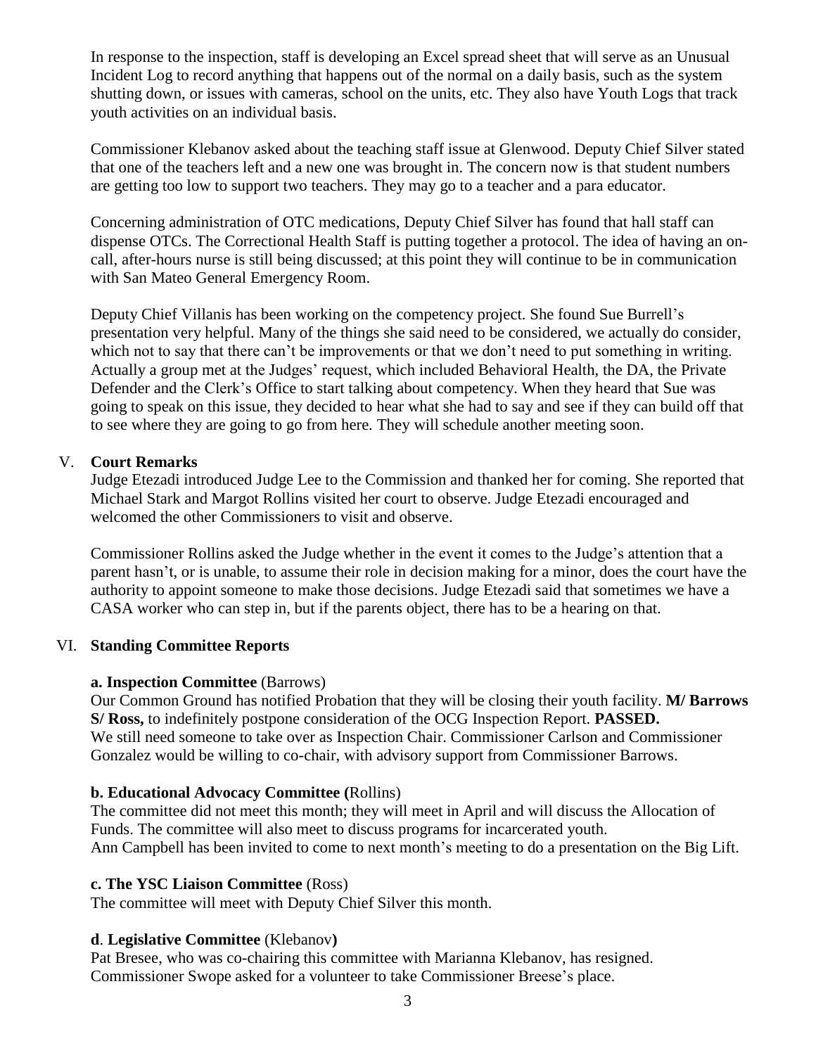In response to the inspection, staff is developing an Excel spread sheet that will serve as an Unusual Incident Log to record anything that happens out of the normal on a daily basis, such as the system shutting down, or issues with cameras, school on the units, etc. They also have Youth Logs that track youth activities on an individual basis.

Commissioner Klebanov asked about the teaching staff issue at Glenwood. Deputy Chief Silver stated that one of the teachers left and a new one was brought in. The concern now is that student numbers are getting too low to support two teachers. They may go to a teacher and a para educator.

Concerning administration of OTC medications, Deputy Chief Silver has found that hall staff can dispense OTCs. The Correctional Health Staff is putting together a protocol. The idea of having an on-call, after-hours nurse is still being discussed; at this point they will continue to be in communication with San Mateo General Emergency Room.

Deputy Chief Villanis has been working on the competency project. She found Sue Burrell's presentation very helpful. Many of the things she said need to be considered, we actually do consider, which not to say that there can't be improvements or that we don't need to put something in writing. Actually a group met at the Judges' request, which included Behavioral Health, the DA, the Private Defender and the Clerk's Office to start talking about competency. When they heard that Sue was going to speak on this issue, they decided to hear what she had to say and see if they can build off that to see where they are going to go from here. They will schedule another meeting soon.

## V. Court Remarks

Judge Etezadi introduced Judge Lee to the Commission and thanked her for coming. She reported that Michael Stark and Margot Rollins visited her court to observe. Judge Etezadi encouraged and welcomed the other Commissioners to visit and observe.

Commissioner Rollins asked the Judge whether in the event it comes to the Judge's attention that a parent hasn't, or is unable, to assume their role in decision making for a minor, does the court have the authority to appoint someone to make those decisions. Judge Etezadi said that sometimes we have a CASA worker who can step in, but if the parents object, there has to be a hearing on that.

## VI. Standing Committee Reports

### a. Inspection Committee (Barrows)

Our Common Ground has notified Probation that they will be closing their youth facility. **M/ Barrows S/ Ross,** to indefinitely postpone consideration of the OCG Inspection Report. **PASSED.**
We still need someone to take over as Inspection Chair. Commissioner Carlson and Commissioner Gonzalez would be willing to co-chair, with advisory support from Commissioner Barrows.

### b. Educational Advocacy Committee (Rollins)

The committee did not meet this month; they will meet in April and will discuss the Allocation of Funds. The committee will also meet to discuss programs for incarcerated youth.
Ann Campbell has been invited to come to next month's meeting to do a presentation on the Big Lift.

### c. The YSC Liaison Committee (Ross)

The committee will meet with Deputy Chief Silver this month.

### d. Legislative Committee (Klebanov)

Pat Bresee, who was co-chairing this committee with Marianna Klebanov, has resigned.
Commissioner Swope asked for a volunteer to take Commissioner Breese's place.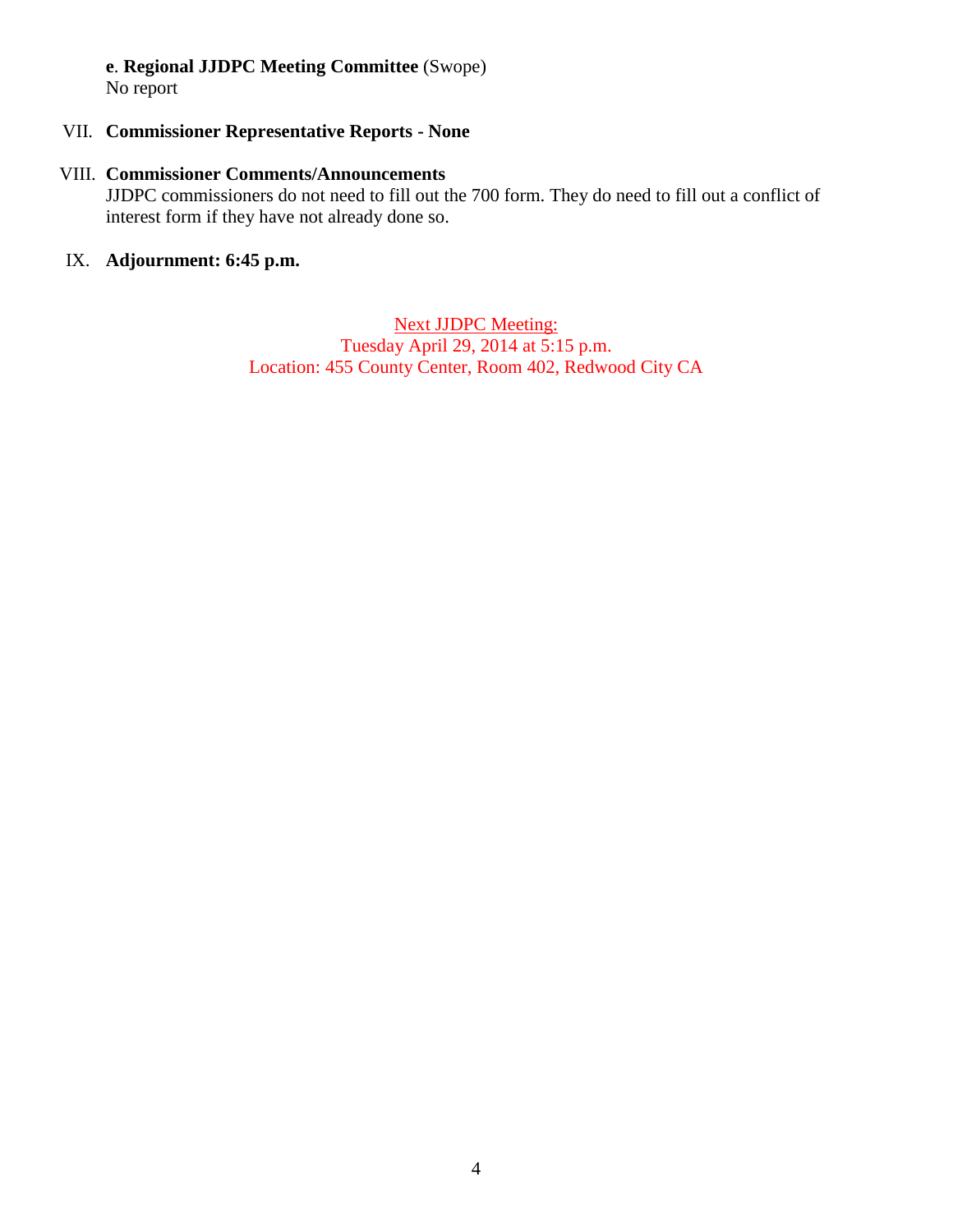**e**. **Regional JJDPC Meeting Committee** (Swope)
No report

VII. **Commissioner Representative Reports - None**

VIII. **Commissioner Comments/Announcements**
JJDPC commissioners do not need to fill out the 700 form. They do need to fill out a conflict of interest form if they have not already done so.

IX. **Adjournment: 6:45 p.m.**

Next JJDPC Meeting:
Tuesday April 29, 2014 at 5:15 p.m.
Location: 455 County Center, Room 402, Redwood City CA